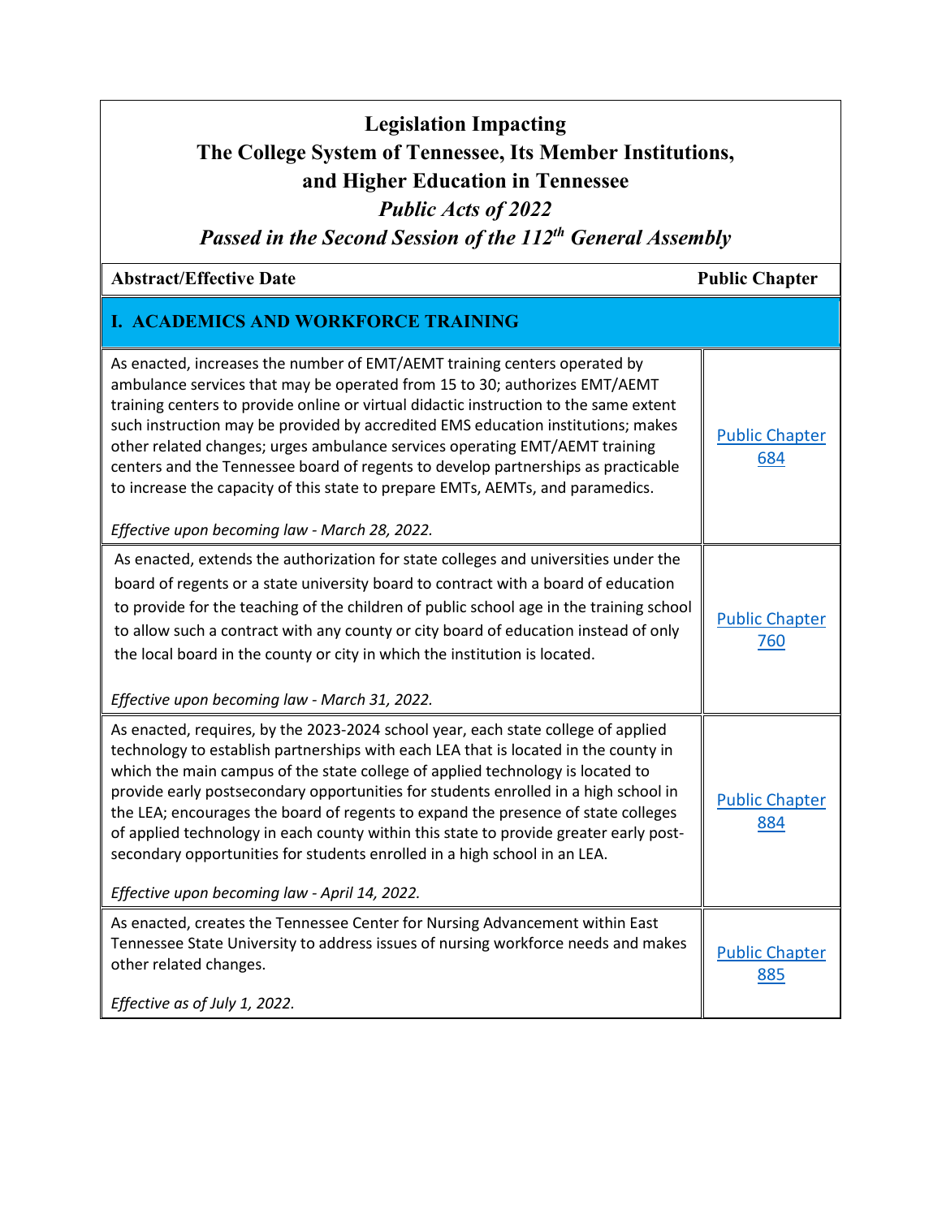# Legislation Impacting The College System of Tennessee, Its Member Institutions, and Higher Education in Tennessee

## *Public Acts of 2022*

## *Passed in the Second Session of the 112th General Assembly*

| Abstract/Effective Date | Public Chapter |
|---|---|
| **I. ACADEMICS AND WORKFORCE TRAINING** | |
| As enacted, increases the number of EMT/AEMT training centers operated by ambulance services that may be operated from 15 to 30; authorizes EMT/AEMT training centers to provide online or virtual didactic instruction to the same extent such instruction may be provided by accredited EMS education institutions; makes other related changes; urges ambulance services operating EMT/AEMT training centers and the Tennessee board of regents to develop partnerships as practicable to increase the capacity of this state to prepare EMTs, AEMTs, and paramedics.<br><br>*Effective upon becoming law - March 28, 2022.* | Public Chapter 684 |
| As enacted, extends the authorization for state colleges and universities under the board of regents or a state university board to contract with a board of education to provide for the teaching of the children of public school age in the training school to allow such a contract with any county or city board of education instead of only the local board in the county or city in which the institution is located.<br><br>*Effective upon becoming law - March 31, 2022.* | Public Chapter 760 |
| As enacted, requires, by the 2023-2024 school year, each state college of applied technology to establish partnerships with each LEA that is located in the county in which the main campus of the state college of applied technology is located to provide early postsecondary opportunities for students enrolled in a high school in the LEA; encourages the board of regents to expand the presence of state colleges of applied technology in each county within this state to provide greater early post-secondary opportunities for students enrolled in a high school in an LEA.<br><br>*Effective upon becoming law - April 14, 2022.* | Public Chapter 884 |
| As enacted, creates the Tennessee Center for Nursing Advancement within East Tennessee State University to address issues of nursing workforce needs and makes other related changes.<br><br>*Effective as of July 1, 2022.* | Public Chapter 885 |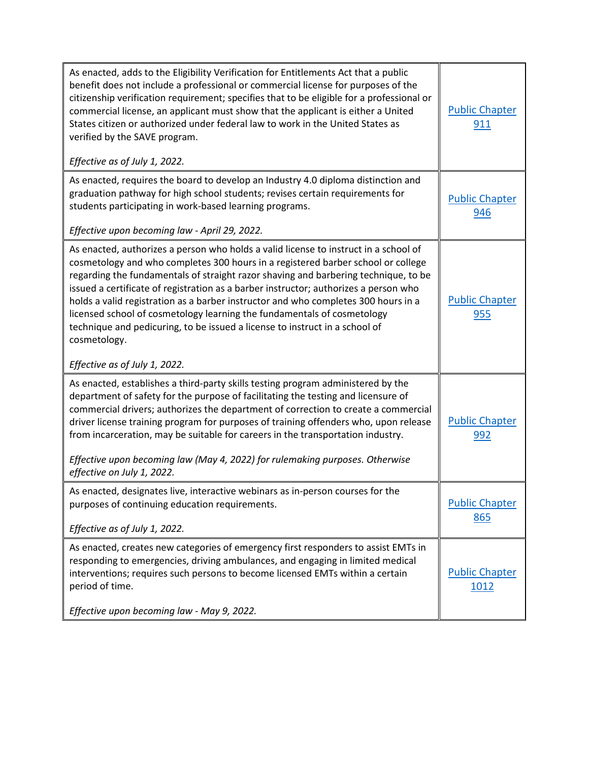| | |
|---|---|
| As enacted, adds to the Eligibility Verification for Entitlements Act that a public benefit does not include a professional or commercial license for purposes of the citizenship verification requirement; specifies that to be eligible for a professional or commercial license, an applicant must show that the applicant is either a United States citizen or authorized under federal law to work in the United States as verified by the SAVE program.<br><br>*Effective as of July 1, 2022.* | Public Chapter 911 |
| As enacted, requires the board to develop an Industry 4.0 diploma distinction and graduation pathway for high school students; revises certain requirements for students participating in work-based learning programs.<br><br>*Effective upon becoming law - April 29, 2022.* | Public Chapter 946 |
| As enacted, authorizes a person who holds a valid license to instruct in a school of cosmetology and who completes 300 hours in a registered barber school or college regarding the fundamentals of straight razor shaving and barbering technique, to be issued a certificate of registration as a barber instructor; authorizes a person who holds a valid registration as a barber instructor and who completes 300 hours in a licensed school of cosmetology learning the fundamentals of cosmetology technique and pedicuring, to be issued a license to instruct in a school of cosmetology.<br><br>*Effective as of July 1, 2022.* | Public Chapter 955 |
| As enacted, establishes a third-party skills testing program administered by the department of safety for the purpose of facilitating the testing and licensure of commercial drivers; authorizes the department of correction to create a commercial driver license training program for purposes of training offenders who, upon release from incarceration, may be suitable for careers in the transportation industry.<br><br>*Effective upon becoming law (May 4, 2022) for rulemaking purposes. Otherwise effective on July 1, 2022.* | Public Chapter 992 |
| As enacted, designates live, interactive webinars as in-person courses for the purposes of continuing education requirements.<br><br>*Effective as of July 1, 2022.* | Public Chapter 865 |
| As enacted, creates new categories of emergency first responders to assist EMTs in responding to emergencies, driving ambulances, and engaging in limited medical interventions; requires such persons to become licensed EMTs within a certain period of time.<br><br>*Effective upon becoming law - May 9, 2022.* | Public Chapter 1012 |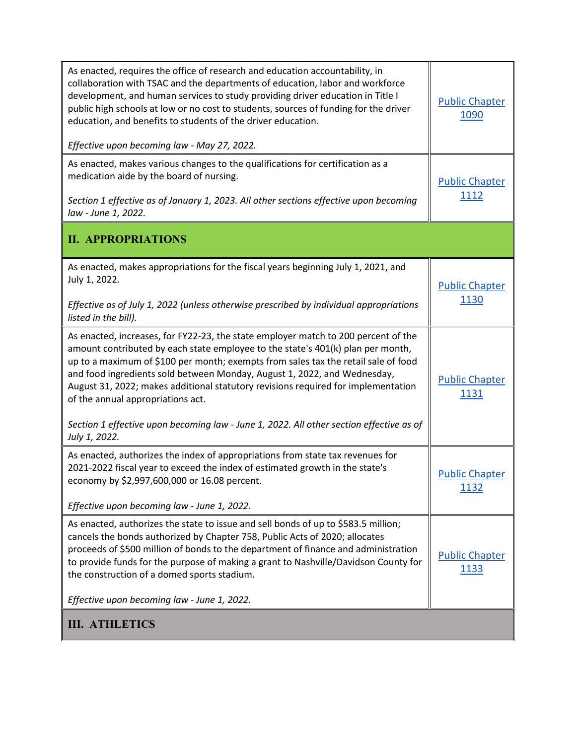| | |
|---|---|
| As enacted, requires the office of research and education accountability, in collaboration with TSAC and the departments of education, labor and workforce development, and human services to study providing driver education in Title I public high schools at low or no cost to students, sources of funding for the driver education, and benefits to students of the driver education.<br><br>*Effective upon becoming law - May 27, 2022.* | Public Chapter 1090 |
| As enacted, makes various changes to the qualifications for certification as a medication aide by the board of nursing.<br><br>*Section 1 effective as of January 1, 2023. All other sections effective upon becoming law - June 1, 2022.* | Public Chapter 1112 |

## II. APPROPRIATIONS

| | |
|---|---|
| As enacted, makes appropriations for the fiscal years beginning July 1, 2021, and July 1, 2022.<br><br>*Effective as of July 1, 2022 (unless otherwise prescribed by individual appropriations listed in the bill).* | Public Chapter 1130 |
| As enacted, increases, for FY22-23, the state employer match to 200 percent of the amount contributed by each state employee to the state's 401(k) plan per month, up to a maximum of $100 per month; exempts from sales tax the retail sale of food and food ingredients sold between Monday, August 1, 2022, and Wednesday, August 31, 2022; makes additional statutory revisions required for implementation of the annual appropriations act.<br><br>*Section 1 effective upon becoming law - June 1, 2022. All other section effective as of July 1, 2022.* | Public Chapter 1131 |
| As enacted, authorizes the index of appropriations from state tax revenues for 2021-2022 fiscal year to exceed the index of estimated growth in the state's economy by $2,997,600,000 or 16.08 percent.<br><br>*Effective upon becoming law - June 1, 2022.* | Public Chapter 1132 |
| As enacted, authorizes the state to issue and sell bonds of up to $583.5 million; cancels the bonds authorized by Chapter 758, Public Acts of 2020; allocates proceeds of $500 million of bonds to the department of finance and administration to provide funds for the purpose of making a grant to Nashville/Davidson County for the construction of a domed sports stadium.<br><br>*Effective upon becoming law - June 1, 2022.* | Public Chapter 1133 |

## III. ATHLETICS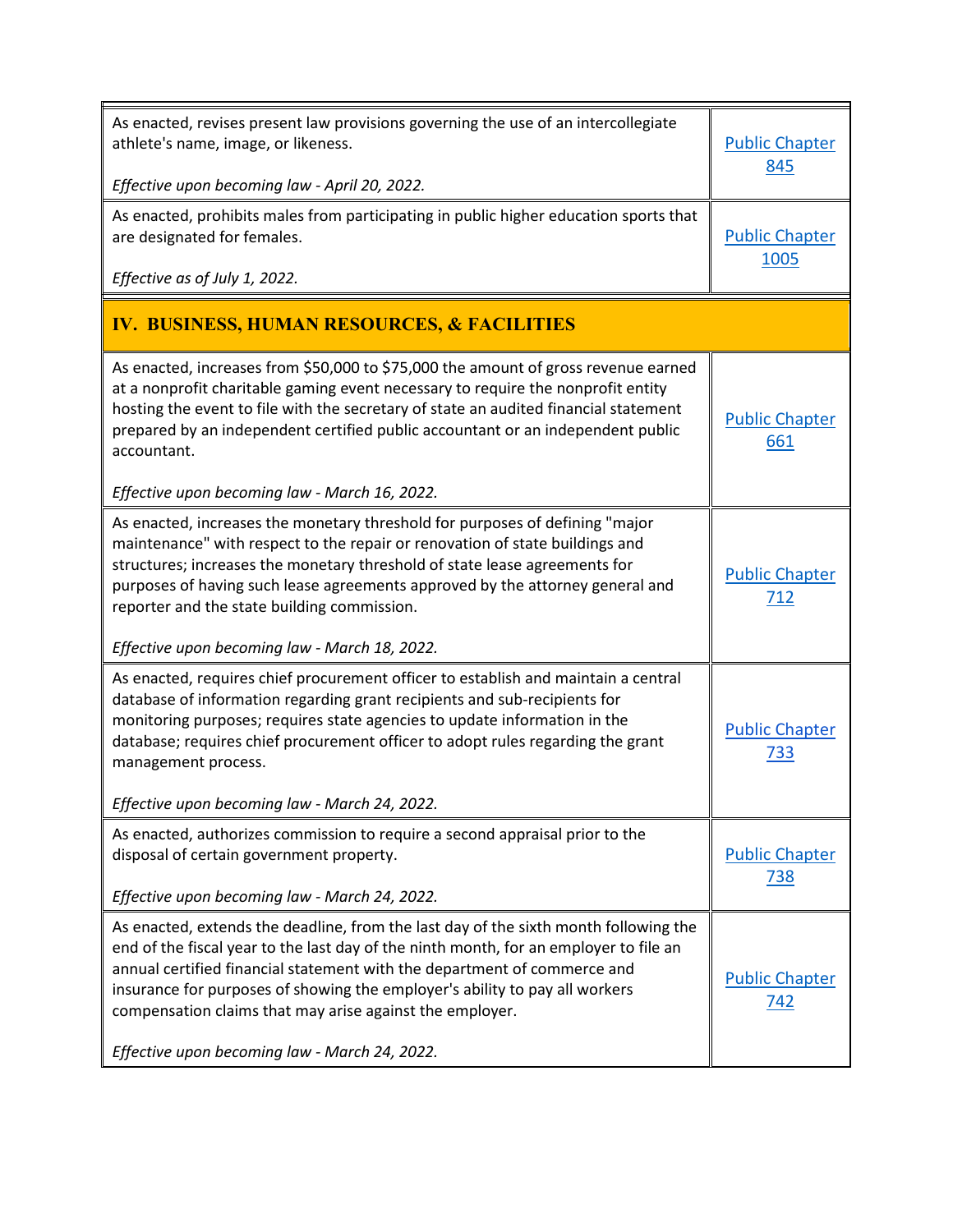| | |
|---|---|
| As enacted, revises present law provisions governing the use of an intercollegiate athlete's name, image, or likeness.<br><br>*Effective upon becoming law - April 20, 2022.* | [Public Chapter 845]() |
| As enacted, prohibits males from participating in public higher education sports that are designated for females.<br><br>*Effective as of July 1, 2022.* | [Public Chapter 1005]() |

## IV. BUSINESS, HUMAN RESOURCES, & FACILITIES

| | |
|---|---|
| As enacted, increases from $50,000 to $75,000 the amount of gross revenue earned at a nonprofit charitable gaming event necessary to require the nonprofit entity hosting the event to file with the secretary of state an audited financial statement prepared by an independent certified public accountant or an independent public accountant.<br><br>*Effective upon becoming law - March 16, 2022.* | [Public Chapter 661]() |
| As enacted, increases the monetary threshold for purposes of defining "major maintenance" with respect to the repair or renovation of state buildings and structures; increases the monetary threshold of state lease agreements for purposes of having such lease agreements approved by the attorney general and reporter and the state building commission.<br><br>*Effective upon becoming law - March 18, 2022.* | [Public Chapter 712]() |
| As enacted, requires chief procurement officer to establish and maintain a central database of information regarding grant recipients and sub-recipients for monitoring purposes; requires state agencies to update information in the database; requires chief procurement officer to adopt rules regarding the grant management process.<br><br>*Effective upon becoming law - March 24, 2022.* | [Public Chapter 733]() |
| As enacted, authorizes commission to require a second appraisal prior to the disposal of certain government property.<br><br>*Effective upon becoming law - March 24, 2022.* | [Public Chapter 738]() |
| As enacted, extends the deadline, from the last day of the sixth month following the end of the fiscal year to the last day of the ninth month, for an employer to file an annual certified financial statement with the department of commerce and insurance for purposes of showing the employer's ability to pay all workers compensation claims that may arise against the employer.<br><br>*Effective upon becoming law - March 24, 2022.* | [Public Chapter 742]() |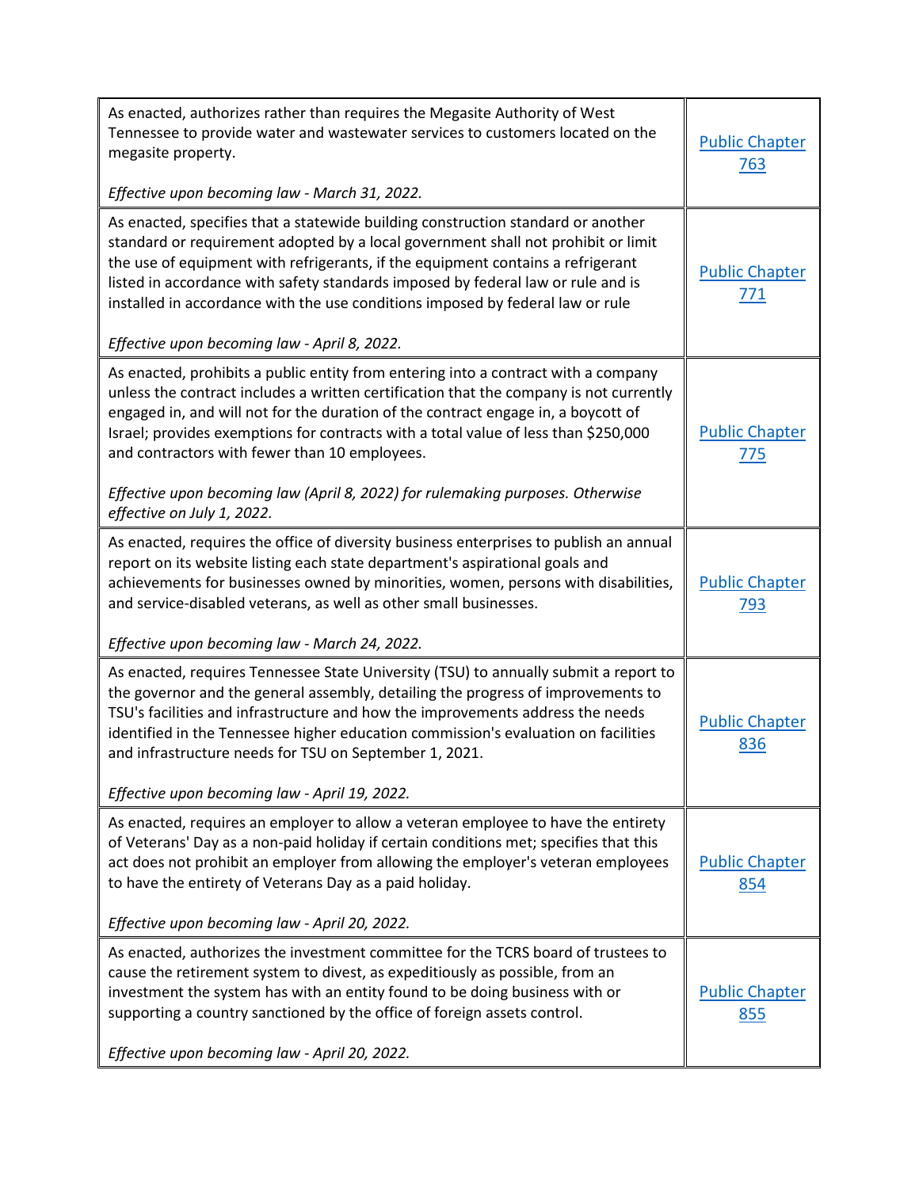| | |
|---|---|
| As enacted, authorizes rather than requires the Megasite Authority of West Tennessee to provide water and wastewater services to customers located on the megasite property.<br><br>*Effective upon becoming law - March 31, 2022.* | [Public Chapter 763]() |
| As enacted, specifies that a statewide building construction standard or another standard or requirement adopted by a local government shall not prohibit or limit the use of equipment with refrigerants, if the equipment contains a refrigerant listed in accordance with safety standards imposed by federal law or rule and is installed in accordance with the use conditions imposed by federal law or rule<br><br>*Effective upon becoming law - April 8, 2022.* | [Public Chapter 771]() |
| As enacted, prohibits a public entity from entering into a contract with a company unless the contract includes a written certification that the company is not currently engaged in, and will not for the duration of the contract engage in, a boycott of Israel; provides exemptions for contracts with a total value of less than $250,000 and contractors with fewer than 10 employees.<br><br>*Effective upon becoming law (April 8, 2022) for rulemaking purposes. Otherwise effective on July 1, 2022.* | [Public Chapter 775]() |
| As enacted, requires the office of diversity business enterprises to publish an annual report on its website listing each state department's aspirational goals and achievements for businesses owned by minorities, women, persons with disabilities, and service-disabled veterans, as well as other small businesses.<br><br>*Effective upon becoming law - March 24, 2022.* | [Public Chapter 793]() |
| As enacted, requires Tennessee State University (TSU) to annually submit a report to the governor and the general assembly, detailing the progress of improvements to TSU's facilities and infrastructure and how the improvements address the needs identified in the Tennessee higher education commission's evaluation on facilities and infrastructure needs for TSU on September 1, 2021.<br><br>*Effective upon becoming law - April 19, 2022.* | [Public Chapter 836]() |
| As enacted, requires an employer to allow a veteran employee to have the entirety of Veterans' Day as a non-paid holiday if certain conditions met; specifies that this act does not prohibit an employer from allowing the employer's veteran employees to have the entirety of Veterans Day as a paid holiday.<br><br>*Effective upon becoming law - April 20, 2022.* | [Public Chapter 854]() |
| As enacted, authorizes the investment committee for the TCRS board of trustees to cause the retirement system to divest, as expeditiously as possible, from an investment the system has with an entity found to be doing business with or supporting a country sanctioned by the office of foreign assets control.<br><br>*Effective upon becoming law - April 20, 2022.* | [Public Chapter 855]() |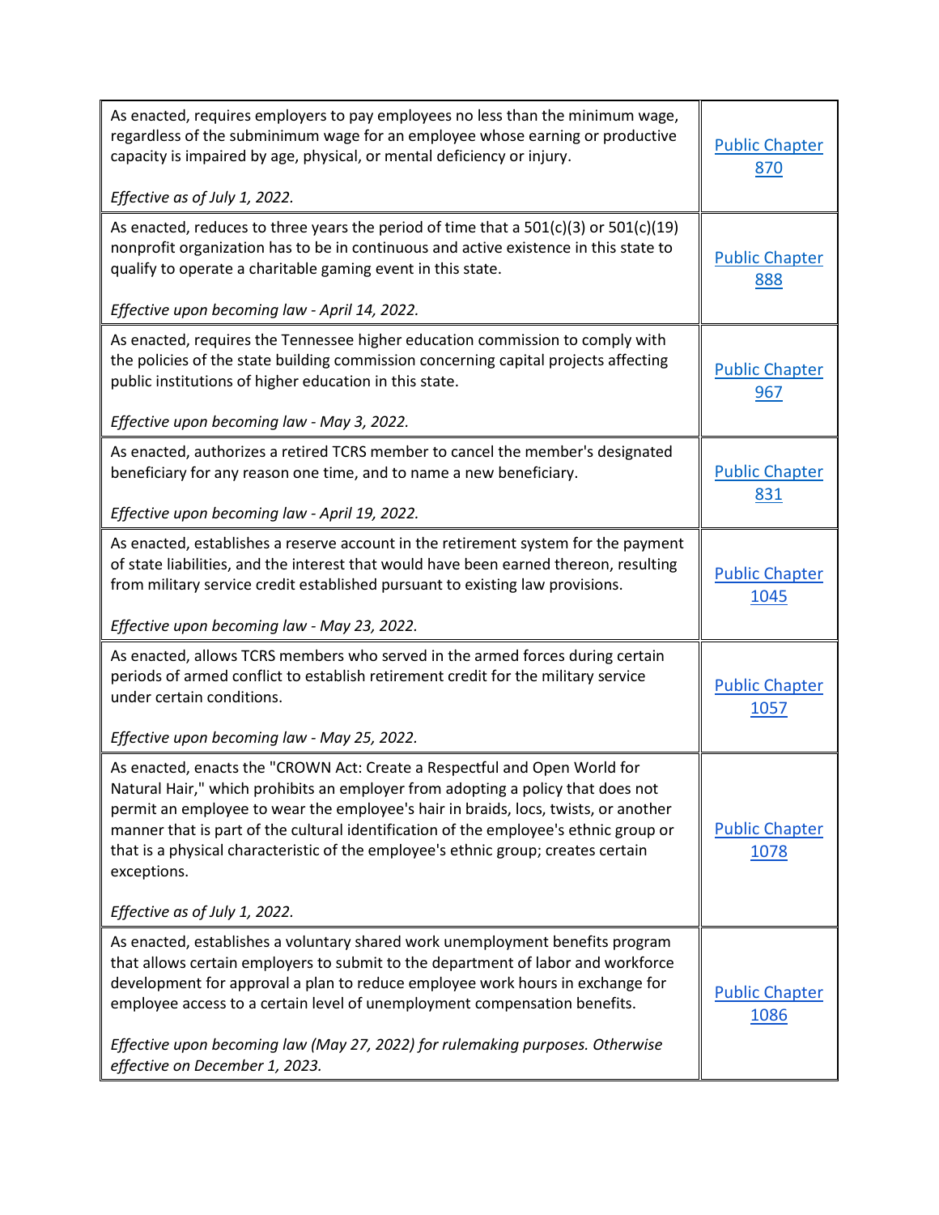| | |
|---|---|
| As enacted, requires employers to pay employees no less than the minimum wage, regardless of the subminimum wage for an employee whose earning or productive capacity is impaired by age, physical, or mental deficiency or injury.<br><br>*Effective as of July 1, 2022.* | Public Chapter 870 |
| As enacted, reduces to three years the period of time that a 501(c)(3) or 501(c)(19) nonprofit organization has to be in continuous and active existence in this state to qualify to operate a charitable gaming event in this state.<br><br>*Effective upon becoming law - April 14, 2022.* | Public Chapter 888 |
| As enacted, requires the Tennessee higher education commission to comply with the policies of the state building commission concerning capital projects affecting public institutions of higher education in this state.<br><br>*Effective upon becoming law - May 3, 2022.* | Public Chapter 967 |
| As enacted, authorizes a retired TCRS member to cancel the member's designated beneficiary for any reason one time, and to name a new beneficiary.<br><br>*Effective upon becoming law - April 19, 2022.* | Public Chapter 831 |
| As enacted, establishes a reserve account in the retirement system for the payment of state liabilities, and the interest that would have been earned thereon, resulting from military service credit established pursuant to existing law provisions.<br><br>*Effective upon becoming law - May 23, 2022.* | Public Chapter 1045 |
| As enacted, allows TCRS members who served in the armed forces during certain periods of armed conflict to establish retirement credit for the military service under certain conditions.<br><br>*Effective upon becoming law - May 25, 2022.* | Public Chapter 1057 |
| As enacted, enacts the "CROWN Act: Create a Respectful and Open World for Natural Hair," which prohibits an employer from adopting a policy that does not permit an employee to wear the employee's hair in braids, locs, twists, or another manner that is part of the cultural identification of the employee's ethnic group or that is a physical characteristic of the employee's ethnic group; creates certain exceptions.<br><br>*Effective as of July 1, 2022.* | Public Chapter 1078 |
| As enacted, establishes a voluntary shared work unemployment benefits program that allows certain employers to submit to the department of labor and workforce development for approval a plan to reduce employee work hours in exchange for employee access to a certain level of unemployment compensation benefits.<br><br>*Effective upon becoming law (May 27, 2022) for rulemaking purposes. Otherwise effective on December 1, 2023.* | Public Chapter 1086 |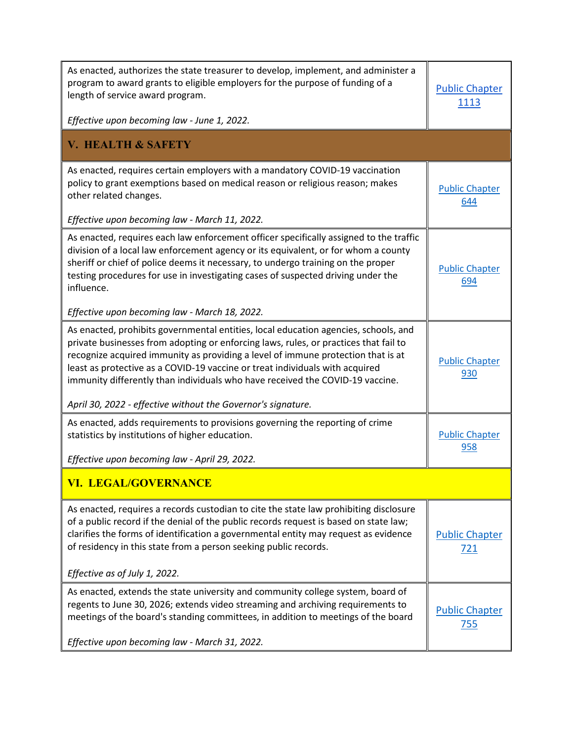| | |
|---|---|
| As enacted, authorizes the state treasurer to develop, implement, and administer a program to award grants to eligible employers for the purpose of funding of a length of service award program.<br><br>*Effective upon becoming law - June 1, 2022.* | Public Chapter 1113 |
| **V. HEALTH & SAFETY** | |
| As enacted, requires certain employers with a mandatory COVID-19 vaccination policy to grant exemptions based on medical reason or religious reason; makes other related changes.<br><br>*Effective upon becoming law - March 11, 2022.* | Public Chapter 644 |
| As enacted, requires each law enforcement officer specifically assigned to the traffic division of a local law enforcement agency or its equivalent, or for whom a county sheriff or chief of police deems it necessary, to undergo training on the proper testing procedures for use in investigating cases of suspected driving under the influence.<br><br>*Effective upon becoming law - March 18, 2022.* | Public Chapter 694 |
| As enacted, prohibits governmental entities, local education agencies, schools, and private businesses from adopting or enforcing laws, rules, or practices that fail to recognize acquired immunity as providing a level of immune protection that is at least as protective as a COVID-19 vaccine or treat individuals with acquired immunity differently than individuals who have received the COVID-19 vaccine.<br><br>*April 30, 2022 - effective without the Governor's signature.* | Public Chapter 930 |
| As enacted, adds requirements to provisions governing the reporting of crime statistics by institutions of higher education.<br><br>*Effective upon becoming law - April 29, 2022.* | Public Chapter 958 |
| **VI. LEGAL/GOVERNANCE** | |
| As enacted, requires a records custodian to cite the state law prohibiting disclosure of a public record if the denial of the public records request is based on state law; clarifies the forms of identification a governmental entity may request as evidence of residency in this state from a person seeking public records.<br><br>*Effective as of July 1, 2022.* | Public Chapter 721 |
| As enacted, extends the state university and community college system, board of regents to June 30, 2026; extends video streaming and archiving requirements to meetings of the board's standing committees, in addition to meetings of the board<br><br>*Effective upon becoming law - March 31, 2022.* | Public Chapter 755 |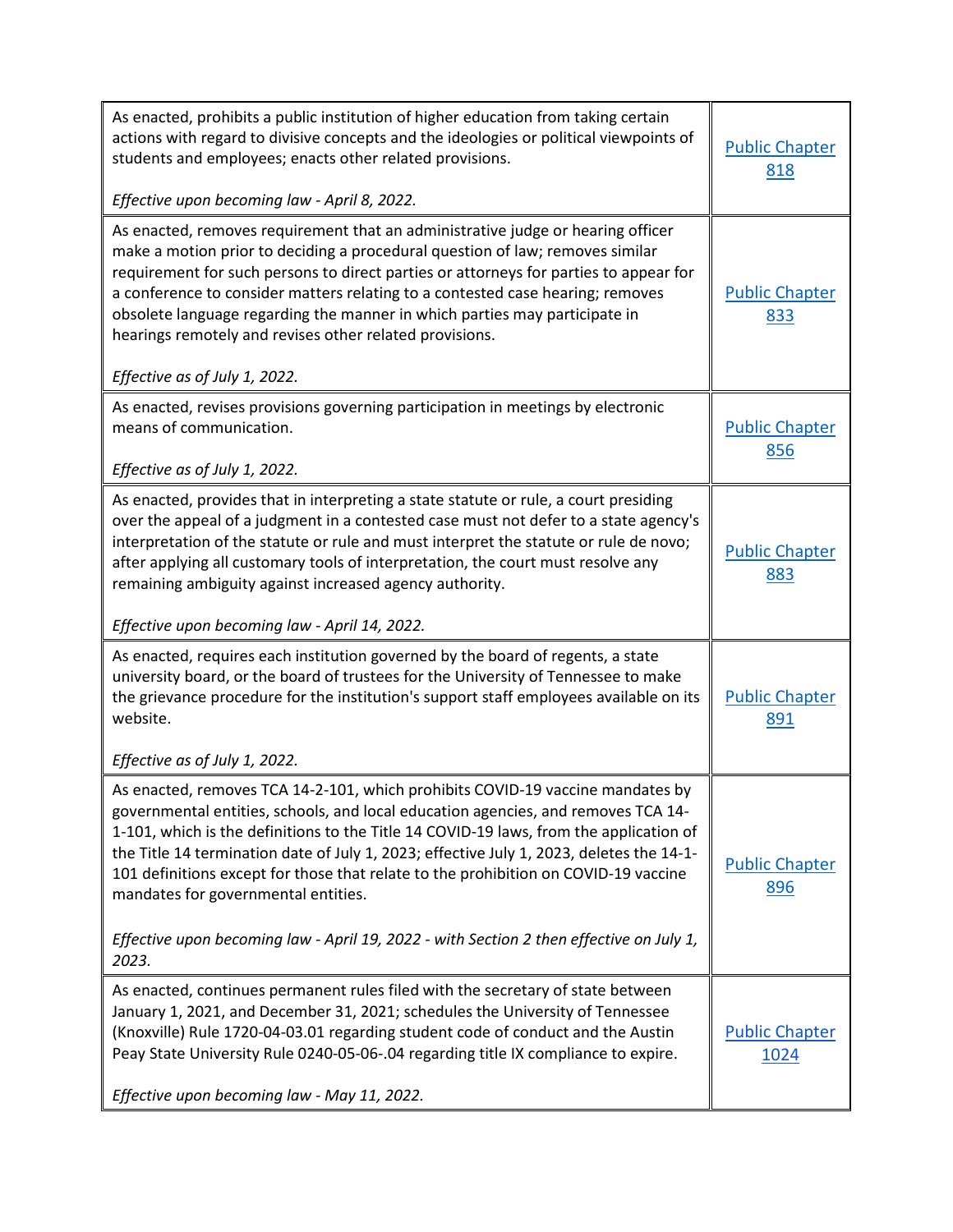| | |
|---|---|
| As enacted, prohibits a public institution of higher education from taking certain actions with regard to divisive concepts and the ideologies or political viewpoints of students and employees; enacts other related provisions.<br><br>*Effective upon becoming law - April 8, 2022.* | [Public Chapter 818]() |
| As enacted, removes requirement that an administrative judge or hearing officer make a motion prior to deciding a procedural question of law; removes similar requirement for such persons to direct parties or attorneys for parties to appear for a conference to consider matters relating to a contested case hearing; removes obsolete language regarding the manner in which parties may participate in hearings remotely and revises other related provisions.<br><br>*Effective as of July 1, 2022.* | [Public Chapter 833]() |
| As enacted, revises provisions governing participation in meetings by electronic means of communication.<br><br>*Effective as of July 1, 2022.* | [Public Chapter 856]() |
| As enacted, provides that in interpreting a state statute or rule, a court presiding over the appeal of a judgment in a contested case must not defer to a state agency's interpretation of the statute or rule and must interpret the statute or rule de novo; after applying all customary tools of interpretation, the court must resolve any remaining ambiguity against increased agency authority.<br><br>*Effective upon becoming law - April 14, 2022.* | [Public Chapter 883]() |
| As enacted, requires each institution governed by the board of regents, a state university board, or the board of trustees for the University of Tennessee to make the grievance procedure for the institution's support staff employees available on its website.<br><br>*Effective as of July 1, 2022.* | [Public Chapter 891]() |
| As enacted, removes TCA 14-2-101, which prohibits COVID-19 vaccine mandates by governmental entities, schools, and local education agencies, and removes TCA 14-1-101, which is the definitions to the Title 14 COVID-19 laws, from the application of the Title 14 termination date of July 1, 2023; effective July 1, 2023, deletes the 14-1-101 definitions except for those that relate to the prohibition on COVID-19 vaccine mandates for governmental entities.<br><br>*Effective upon becoming law - April 19, 2022 - with Section 2 then effective on July 1, 2023.* | [Public Chapter 896]() |
| As enacted, continues permanent rules filed with the secretary of state between January 1, 2021, and December 31, 2021; schedules the University of Tennessee (Knoxville) Rule 1720-04-03.01 regarding student code of conduct and the Austin Peay State University Rule 0240-05-06-.04 regarding title IX compliance to expire.<br><br>*Effective upon becoming law - May 11, 2022.* | [Public Chapter 1024]() |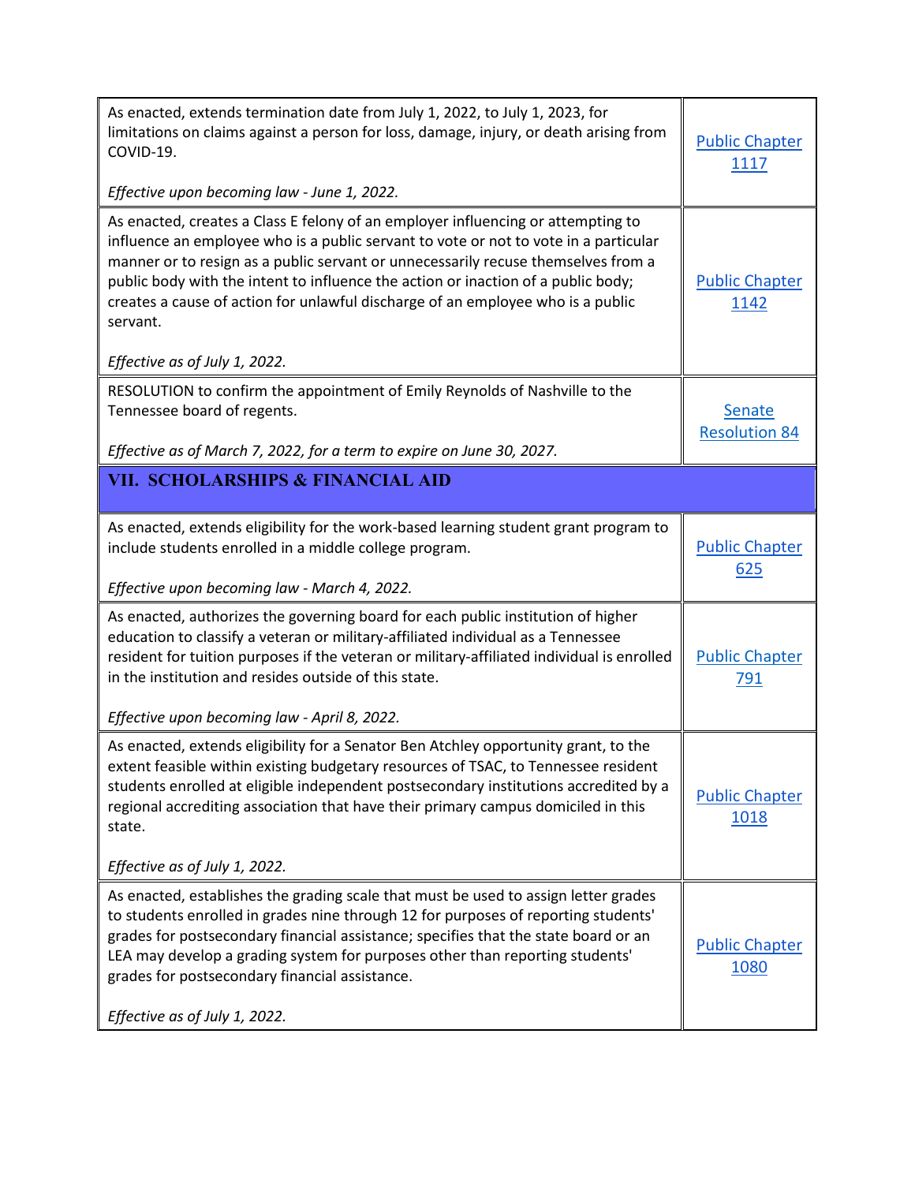| | |
|---|---|
| As enacted, extends termination date from July 1, 2022, to July 1, 2023, for limitations on claims against a person for loss, damage, injury, or death arising from COVID-19.<br><br>*Effective upon becoming law - June 1, 2022.* | Public Chapter 1117 |
| As enacted, creates a Class E felony of an employer influencing or attempting to influence an employee who is a public servant to vote or not to vote in a particular manner or to resign as a public servant or unnecessarily recuse themselves from a public body with the intent to influence the action or inaction of a public body; creates a cause of action for unlawful discharge of an employee who is a public servant.<br><br>*Effective as of July 1, 2022.* | Public Chapter 1142 |
| RESOLUTION to confirm the appointment of Emily Reynolds of Nashville to the Tennessee board of regents.<br><br>*Effective as of March 7, 2022, for a term to expire on June 30, 2027.* | Senate Resolution 84 |
| **VII. SCHOLARSHIPS & FINANCIAL AID** | |
| As enacted, extends eligibility for the work-based learning student grant program to include students enrolled in a middle college program.<br><br>*Effective upon becoming law - March 4, 2022.* | Public Chapter 625 |
| As enacted, authorizes the governing board for each public institution of higher education to classify a veteran or military-affiliated individual as a Tennessee resident for tuition purposes if the veteran or military-affiliated individual is enrolled in the institution and resides outside of this state.<br><br>*Effective upon becoming law - April 8, 2022.* | Public Chapter 791 |
| As enacted, extends eligibility for a Senator Ben Atchley opportunity grant, to the extent feasible within existing budgetary resources of TSAC, to Tennessee resident students enrolled at eligible independent postsecondary institutions accredited by a regional accrediting association that have their primary campus domiciled in this state.<br><br>*Effective as of July 1, 2022.* | Public Chapter 1018 |
| As enacted, establishes the grading scale that must be used to assign letter grades to students enrolled in grades nine through 12 for purposes of reporting students' grades for postsecondary financial assistance; specifies that the state board or an LEA may develop a grading system for purposes other than reporting students' grades for postsecondary financial assistance.<br><br>*Effective as of July 1, 2022.* | Public Chapter 1080 |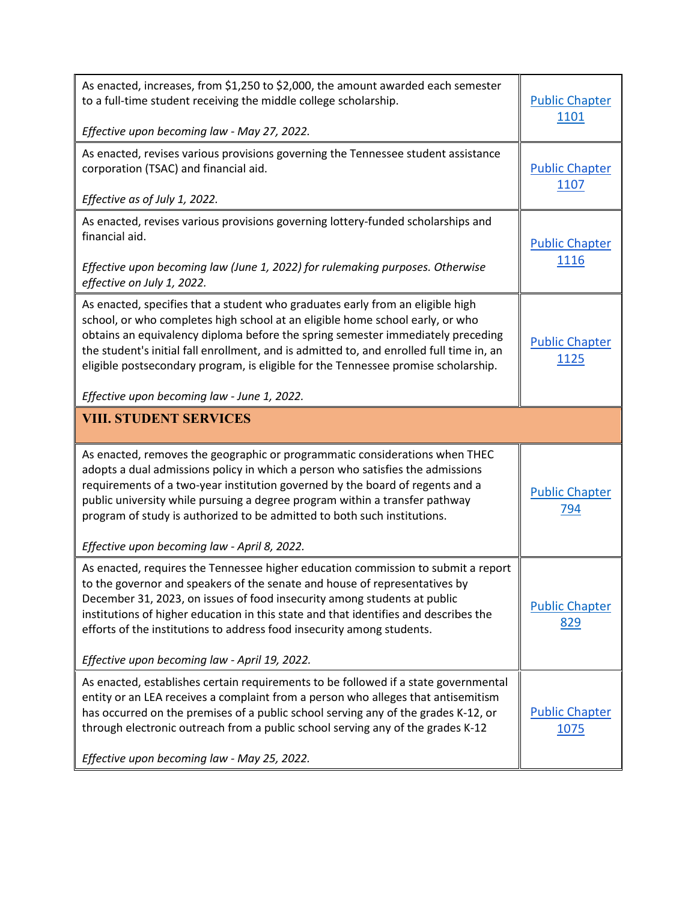| | |
|---|---|
| As enacted, increases, from $1,250 to $2,000, the amount awarded each semester to a full-time student receiving the middle college scholarship.<br><br>*Effective upon becoming law - May 27, 2022.* | Public Chapter 1101 |
| As enacted, revises various provisions governing the Tennessee student assistance corporation (TSAC) and financial aid.<br><br>*Effective as of July 1, 2022.* | Public Chapter 1107 |
| As enacted, revises various provisions governing lottery-funded scholarships and financial aid.<br><br>*Effective upon becoming law (June 1, 2022) for rulemaking purposes. Otherwise effective on July 1, 2022.* | Public Chapter 1116 |
| As enacted, specifies that a student who graduates early from an eligible high school, or who completes high school at an eligible home school early, or who obtains an equivalency diploma before the spring semester immediately preceding the student's initial fall enrollment, and is admitted to, and enrolled full time in, an eligible postsecondary program, is eligible for the Tennessee promise scholarship.<br><br>*Effective upon becoming law - June 1, 2022.* | Public Chapter 1125 |
| **VIII. STUDENT SERVICES** | |
| As enacted, removes the geographic or programmatic considerations when THEC adopts a dual admissions policy in which a person who satisfies the admissions requirements of a two-year institution governed by the board of regents and a public university while pursuing a degree program within a transfer pathway program of study is authorized to be admitted to both such institutions.<br><br>*Effective upon becoming law - April 8, 2022.* | Public Chapter 794 |
| As enacted, requires the Tennessee higher education commission to submit a report to the governor and speakers of the senate and house of representatives by December 31, 2023, on issues of food insecurity among students at public institutions of higher education in this state and that identifies and describes the efforts of the institutions to address food insecurity among students.<br><br>*Effective upon becoming law - April 19, 2022.* | Public Chapter 829 |
| As enacted, establishes certain requirements to be followed if a state governmental entity or an LEA receives a complaint from a person who alleges that antisemitism has occurred on the premises of a public school serving any of the grades K-12, or through electronic outreach from a public school serving any of the grades K-12<br><br>*Effective upon becoming law - May 25, 2022.* | Public Chapter 1075 |